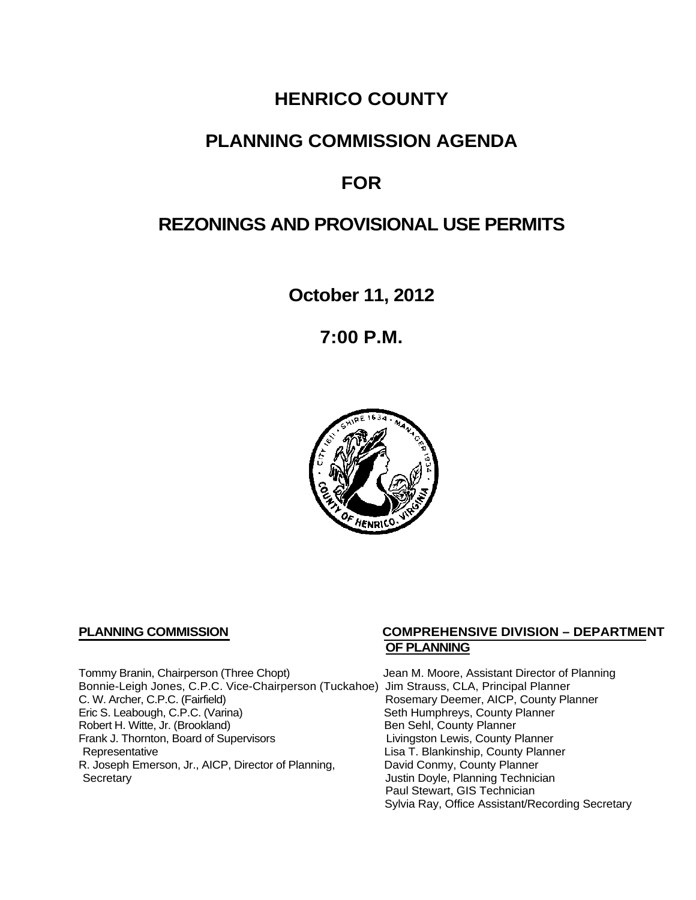# HENRICO COUNTY

## PLANNING COMMISSION AGENDA

## FOR

## REZONINGS AND PROVISIONAL USE PERMITS

**October 11, 2012**

**7:00 P.M.**

**PLANNING COMMISSION**

Tommy Branin, Chairperson (Three Chopt)
Bonnie-Leigh Jones, C.P.C. Vice-Chairperson (Tuckahoe)
C. W. Archer, C.P.C. (Fairfield)
Eric S. Leabough, C.P.C. (Varina)
Robert H. Witte, Jr. (Brookland)
Frank J. Thornton, Board of Supervisors Representative
R. Joseph Emerson, Jr., AICP, Director of Planning, Secretary

**COMPREHENSIVE DIVISION – DEPARTMENT OF PLANNING**

Jean M. Moore, Assistant Director of Planning
Jim Strauss, CLA, Principal Planner
Rosemary Deemer, AICP, County Planner
Seth Humphreys, County Planner
Ben Sehl, County Planner
Livingston Lewis, County Planner
Lisa T. Blankinship, County Planner
David Conmy, County Planner
Justin Doyle, Planning Technician
Paul Stewart, GIS Technician
Sylvia Ray, Office Assistant/Recording Secretary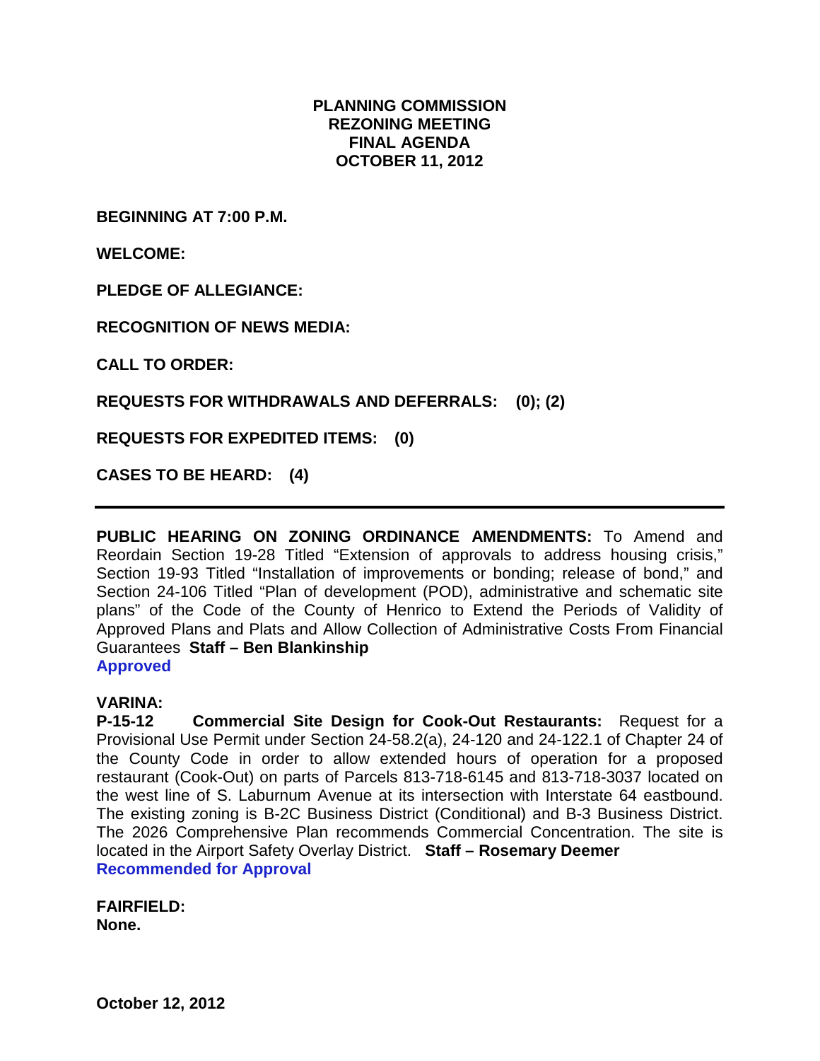**PLANNING COMMISSION**
**REZONING MEETING**
**FINAL AGENDA**
**OCTOBER 11, 2012**

**BEGINNING AT 7:00 P.M.**

**WELCOME:**

**PLEDGE OF ALLEGIANCE:**

**RECOGNITION OF NEWS MEDIA:**

**CALL TO ORDER:**

**REQUESTS FOR WITHDRAWALS AND DEFERRALS: (0); (2)**

**REQUESTS FOR EXPEDITED ITEMS: (0)**

**CASES TO BE HEARD: (4)**

---

**PUBLIC HEARING ON ZONING ORDINANCE AMENDMENTS:** To Amend and Reordain Section 19-28 Titled "Extension of approvals to address housing crisis," Section 19-93 Titled "Installation of improvements or bonding; release of bond," and Section 24-106 Titled "Plan of development (POD), administrative and schematic site plans" of the Code of the County of Henrico to Extend the Periods of Validity of Approved Plans and Plats and Allow Collection of Administrative Costs From Financial Guarantees **Staff – Ben Blankinship**
**Approved**

**VARINA:**
**P-15-12 Commercial Site Design for Cook-Out Restaurants:** Request for a Provisional Use Permit under Section 24-58.2(a), 24-120 and 24-122.1 of Chapter 24 of the County Code in order to allow extended hours of operation for a proposed restaurant (Cook-Out) on parts of Parcels 813-718-6145 and 813-718-3037 located on the west line of S. Laburnum Avenue at its intersection with Interstate 64 eastbound. The existing zoning is B-2C Business District (Conditional) and B-3 Business District. The 2026 Comprehensive Plan recommends Commercial Concentration. The site is located in the Airport Safety Overlay District. **Staff – Rosemary Deemer**
**Recommended for Approval**

**FAIRFIELD:**
**None.**

**October 12, 2012**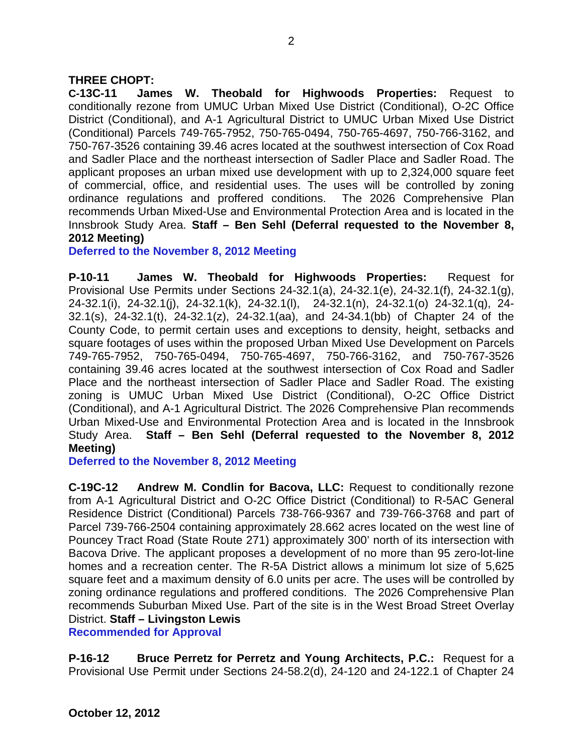**THREE CHOPT:**

**C-13C-11 James W. Theobald for Highwoods Properties:** Request to conditionally rezone from UMUC Urban Mixed Use District (Conditional), O-2C Office District (Conditional), and A-1 Agricultural District to UMUC Urban Mixed Use District (Conditional) Parcels 749-765-7952, 750-765-0494, 750-765-4697, 750-766-3162, and 750-767-3526 containing 39.46 acres located at the southwest intersection of Cox Road and Sadler Place and the northeast intersection of Sadler Place and Sadler Road. The applicant proposes an urban mixed use development with up to 2,324,000 square feet of commercial, office, and residential uses. The uses will be controlled by zoning ordinance regulations and proffered conditions. The 2026 Comprehensive Plan recommends Urban Mixed-Use and Environmental Protection Area and is located in the Innsbrook Study Area. **Staff – Ben Sehl (Deferral requested to the November 8, 2012 Meeting)**

**Deferred to the November 8, 2012 Meeting**

**P-10-11 James W. Theobald for Highwoods Properties:** Request for Provisional Use Permits under Sections 24-32.1(a), 24-32.1(e), 24-32.1(f), 24-32.1(g), 24-32.1(i), 24-32.1(j), 24-32.1(k), 24-32.1(l), 24-32.1(n), 24-32.1(o) 24-32.1(q), 24-32.1(s), 24-32.1(t), 24-32.1(z), 24-32.1(aa), and 24-34.1(bb) of Chapter 24 of the County Code, to permit certain uses and exceptions to density, height, setbacks and square footages of uses within the proposed Urban Mixed Use Development on Parcels 749-765-7952, 750-765-0494, 750-765-4697, 750-766-3162, and 750-767-3526 containing 39.46 acres located at the southwest intersection of Cox Road and Sadler Place and the northeast intersection of Sadler Place and Sadler Road. The existing zoning is UMUC Urban Mixed Use District (Conditional), O-2C Office District (Conditional), and A-1 Agricultural District. The 2026 Comprehensive Plan recommends Urban Mixed-Use and Environmental Protection Area and is located in the Innsbrook Study Area. **Staff – Ben Sehl (Deferral requested to the November 8, 2012 Meeting)**

**Deferred to the November 8, 2012 Meeting**

**C-19C-12 Andrew M. Condlin for Bacova, LLC:** Request to conditionally rezone from A-1 Agricultural District and O-2C Office District (Conditional) to R-5AC General Residence District (Conditional) Parcels 738-766-9367 and 739-766-3768 and part of Parcel 739-766-2504 containing approximately 28.662 acres located on the west line of Pouncey Tract Road (State Route 271) approximately 300' north of its intersection with Bacova Drive. The applicant proposes a development of no more than 95 zero-lot-line homes and a recreation center. The R-5A District allows a minimum lot size of 5,625 square feet and a maximum density of 6.0 units per acre. The uses will be controlled by zoning ordinance regulations and proffered conditions. The 2026 Comprehensive Plan recommends Suburban Mixed Use. Part of the site is in the West Broad Street Overlay District. **Staff – Livingston Lewis**

**Recommended for Approval**

**P-16-12 Bruce Perretz for Perretz and Young Architects, P.C.:** Request for a Provisional Use Permit under Sections 24-58.2(d), 24-120 and 24-122.1 of Chapter 24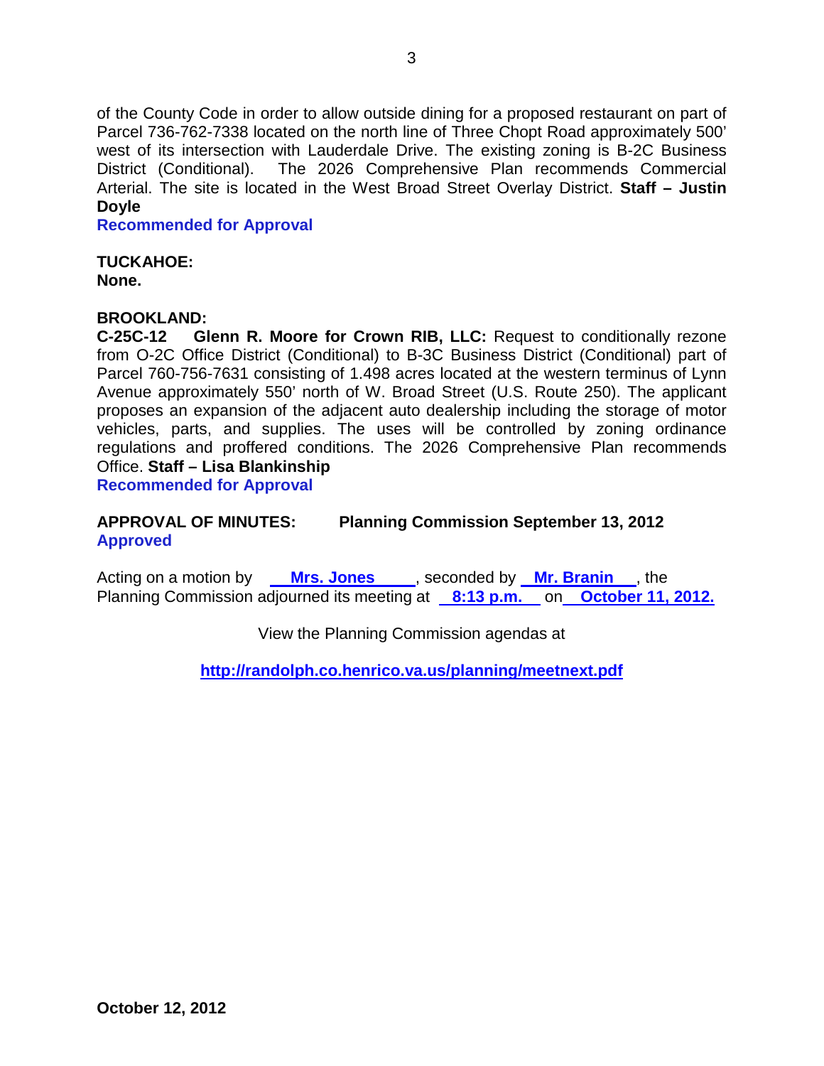of the County Code in order to allow outside dining for a proposed restaurant on part of Parcel 736-762-7338 located on the north line of Three Chopt Road approximately 500' west of its intersection with Lauderdale Drive. The existing zoning is B-2C Business District (Conditional). The 2026 Comprehensive Plan recommends Commercial Arterial. The site is located in the West Broad Street Overlay District. **Staff – Justin Doyle**

**Recommended for Approval**

**TUCKAHOE:**
**None.**

**BROOKLAND:**
**C-25C-12 Glenn R. Moore for Crown RIB, LLC:** Request to conditionally rezone from O-2C Office District (Conditional) to B-3C Business District (Conditional) part of Parcel 760-756-7631 consisting of 1.498 acres located at the western terminus of Lynn Avenue approximately 550' north of W. Broad Street (U.S. Route 250). The applicant proposes an expansion of the adjacent auto dealership including the storage of motor vehicles, parts, and supplies. The uses will be controlled by zoning ordinance regulations and proffered conditions. The 2026 Comprehensive Plan recommends Office. **Staff – Lisa Blankinship**

**Recommended for Approval**

**APPROVAL OF MINUTES: Planning Commission September 13, 2012**
**Approved**

Acting on a motion by **Mrs. Jones**, seconded by **Mr. Branin**, the Planning Commission adjourned its meeting at **8:13 p.m.** on **October 11, 2012.**

View the Planning Commission agendas at

**http://randolph.co.henrico.va.us/planning/meetnext.pdf**

**October 12, 2012**